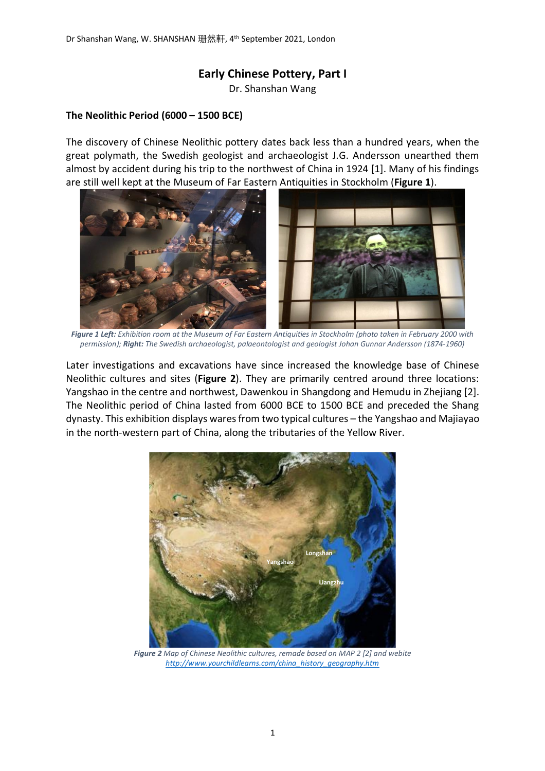# Early Chinese Pottery, Part I

Dr. Shanshan Wang

## The Neolithic Period (6000 – 1500 BCE)

The discovery of Chinese Neolithic pottery dates back less than a hundred years, when the great polymath, the Swedish geologist and archaeologist J.G. Andersson unearthed them almost by accident during his trip to the northwest of China in 1924 [1]. Many of his findings are still well kept at the Museum of Far Eastern Antiquities in Stockholm (**Figure 1**).

***Figure 1 Left:*** *Exhibition room at the Museum of Far Eastern Antiquities in Stockholm (photo taken in February 2000 with permission);* ***Right:*** *The Swedish archaeologist, palaeontologist and geologist Johan Gunnar Andersson (1874-1960)*

Later investigations and excavations have since increased the knowledge base of Chinese Neolithic cultures and sites (**Figure 2**). They are primarily centred around three locations: Yangshao in the centre and northwest, Dawenkou in Shangdong and Hemudu in Zhejiang [2]. The Neolithic period of China lasted from 6000 BCE to 1500 BCE and preceded the Shang dynasty. This exhibition displays wares from two typical cultures – the Yangshao and Majiayao in the north-western part of China, along the tributaries of the Yellow River.

***Figure 2*** *Map of Chinese Neolithic cultures, remade based on MAP 2 [2] and webite http://www.yourchildlearns.com/china_history_geography.htm*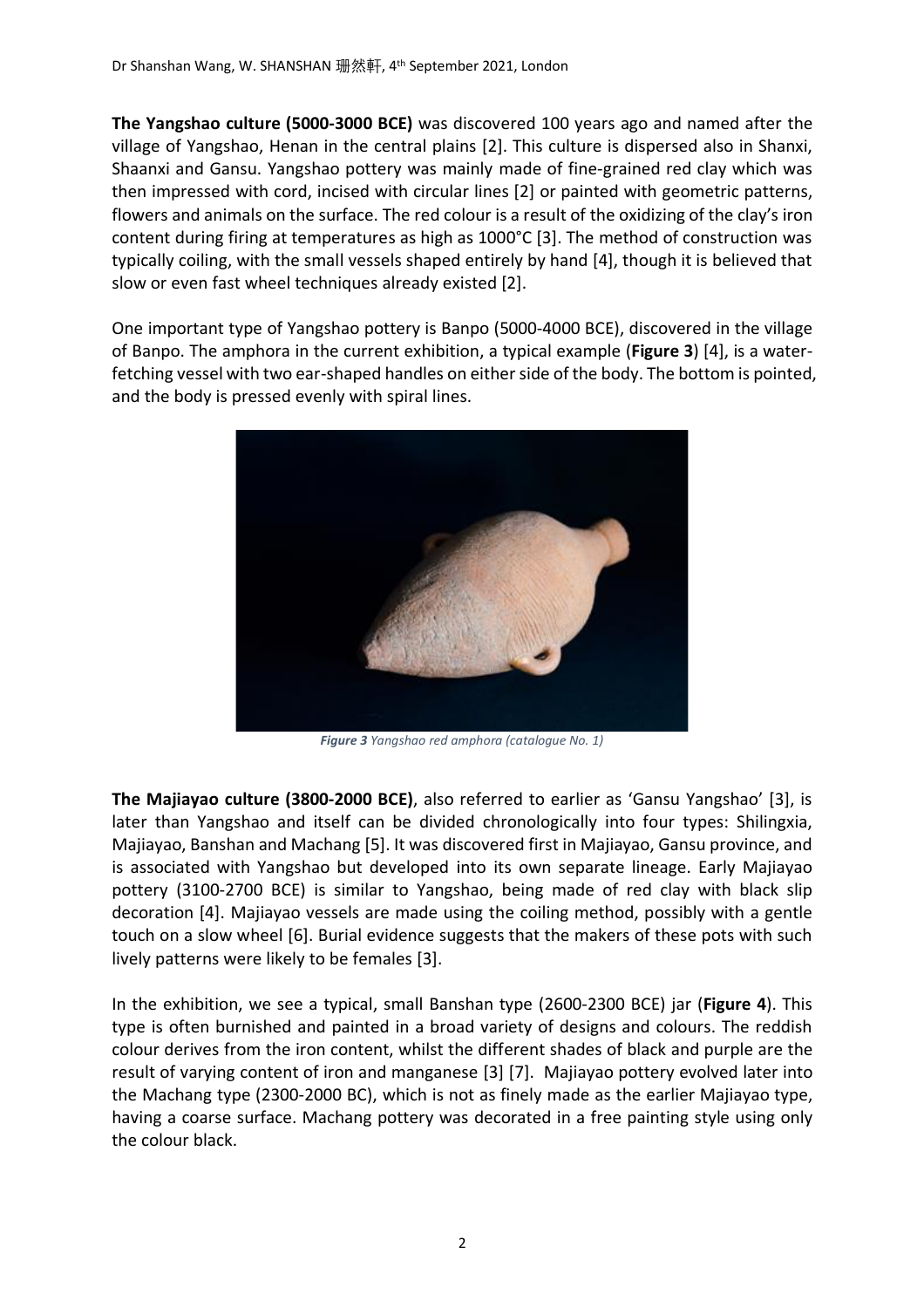**The Yangshao culture (5000-3000 BCE)** was discovered 100 years ago and named after the village of Yangshao, Henan in the central plains [2]. This culture is dispersed also in Shanxi, Shaanxi and Gansu. Yangshao pottery was mainly made of fine-grained red clay which was then impressed with cord, incised with circular lines [2] or painted with geometric patterns, flowers and animals on the surface. The red colour is a result of the oxidizing of the clay's iron content during firing at temperatures as high as 1000°C [3]. The method of construction was typically coiling, with the small vessels shaped entirely by hand [4], though it is believed that slow or even fast wheel techniques already existed [2].

One important type of Yangshao pottery is Banpo (5000-4000 BCE), discovered in the village of Banpo. The amphora in the current exhibition, a typical example (**Figure 3**) [4], is a water-fetching vessel with two ear-shaped handles on either side of the body. The bottom is pointed, and the body is pressed evenly with spiral lines.

***Figure 3** Yangshao red amphora (catalogue No. 1)*

**The Majiayao culture (3800-2000 BCE)**, also referred to earlier as 'Gansu Yangshao' [3], is later than Yangshao and itself can be divided chronologically into four types: Shilingxia, Majiayao, Banshan and Machang [5]. It was discovered first in Majiayao, Gansu province, and is associated with Yangshao but developed into its own separate lineage. Early Majiayao pottery (3100-2700 BCE) is similar to Yangshao, being made of red clay with black slip decoration [4]. Majiayao vessels are made using the coiling method, possibly with a gentle touch on a slow wheel [6]. Burial evidence suggests that the makers of these pots with such lively patterns were likely to be females [3].

In the exhibition, we see a typical, small Banshan type (2600-2300 BCE) jar (**Figure 4**). This type is often burnished and painted in a broad variety of designs and colours. The reddish colour derives from the iron content, whilst the different shades of black and purple are the result of varying content of iron and manganese [3] [7]. Majiayao pottery evolved later into the Machang type (2300-2000 BC), which is not as finely made as the earlier Majiayao type, having a coarse surface. Machang pottery was decorated in a free painting style using only the colour black.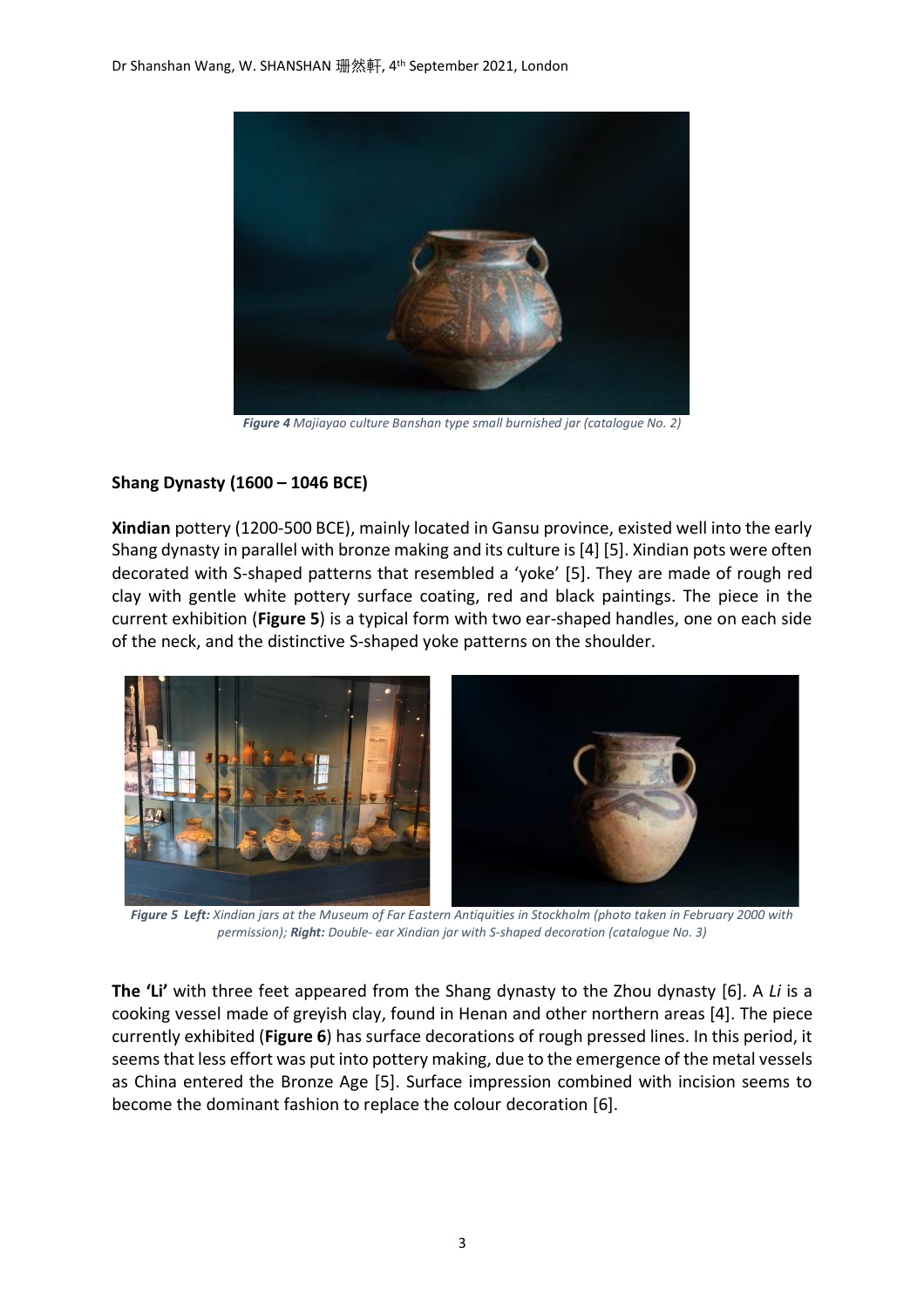*Figure 4 Majiayao culture Banshan type small burnished jar (catalogue No. 2)*

**Shang Dynasty (1600 – 1046 BCE)**

**Xindian** pottery (1200-500 BCE), mainly located in Gansu province, existed well into the early Shang dynasty in parallel with bronze making and its culture is [4] [5]. Xindian pots were often decorated with S-shaped patterns that resembled a 'yoke' [5]. They are made of rough red clay with gentle white pottery surface coating, red and black paintings. The piece in the current exhibition (**Figure 5**) is a typical form with two ear-shaped handles, one on each side of the neck, and the distinctive S-shaped yoke patterns on the shoulder.

***Figure 5*** ***Left:*** *Xindian jars at the Museum of Far Eastern Antiquities in Stockholm (photo taken in February 2000 with permission);* ***Right:*** *Double- ear Xindian jar with S-shaped decoration (catalogue No. 3)*

**The 'Li'** with three feet appeared from the Shang dynasty to the Zhou dynasty [6]. A *Li* is a cooking vessel made of greyish clay, found in Henan and other northern areas [4]. The piece currently exhibited (**Figure 6**) has surface decorations of rough pressed lines. In this period, it seems that less effort was put into pottery making, due to the emergence of the metal vessels as China entered the Bronze Age [5]. Surface impression combined with incision seems to become the dominant fashion to replace the colour decoration [6].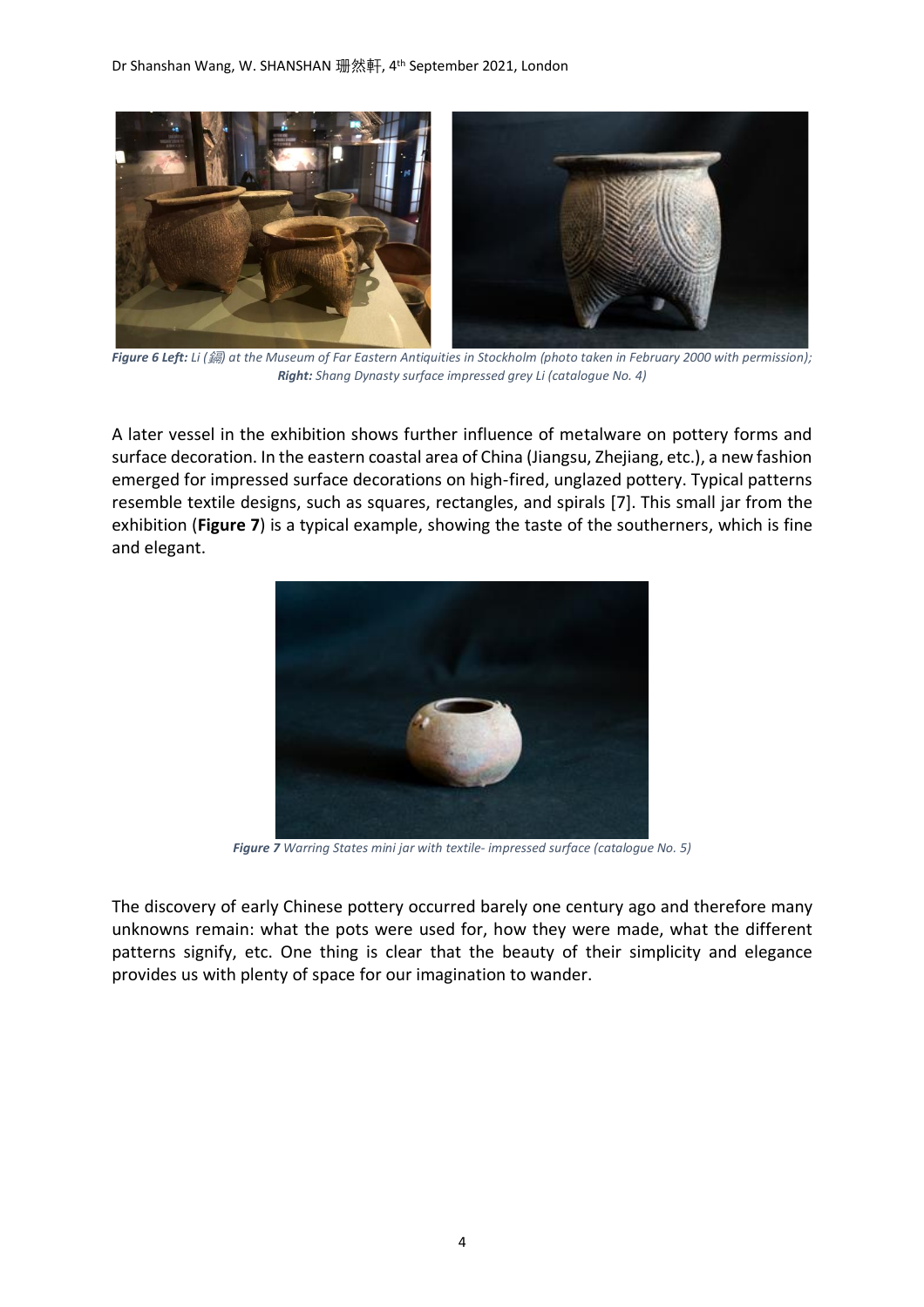*Figure 6* ***Left:*** *Li (鬲) at the Museum of Far Eastern Antiquities in Stockholm (photo taken in February 2000 with permission);* ***Right:*** *Shang Dynasty surface impressed grey Li (catalogue No. 4)*

A later vessel in the exhibition shows further influence of metalware on pottery forms and surface decoration. In the eastern coastal area of China (Jiangsu, Zhejiang, etc.), a new fashion emerged for impressed surface decorations on high-fired, unglazed pottery. Typical patterns resemble textile designs, such as squares, rectangles, and spirals [7]. This small jar from the exhibition (**Figure 7**) is a typical example, showing the taste of the southerners, which is fine and elegant.

***Figure 7*** *Warring States mini jar with textile- impressed surface (catalogue No. 5)*

The discovery of early Chinese pottery occurred barely one century ago and therefore many unknowns remain: what the pots were used for, how they were made, what the different patterns signify, etc. One thing is clear that the beauty of their simplicity and elegance provides us with plenty of space for our imagination to wander.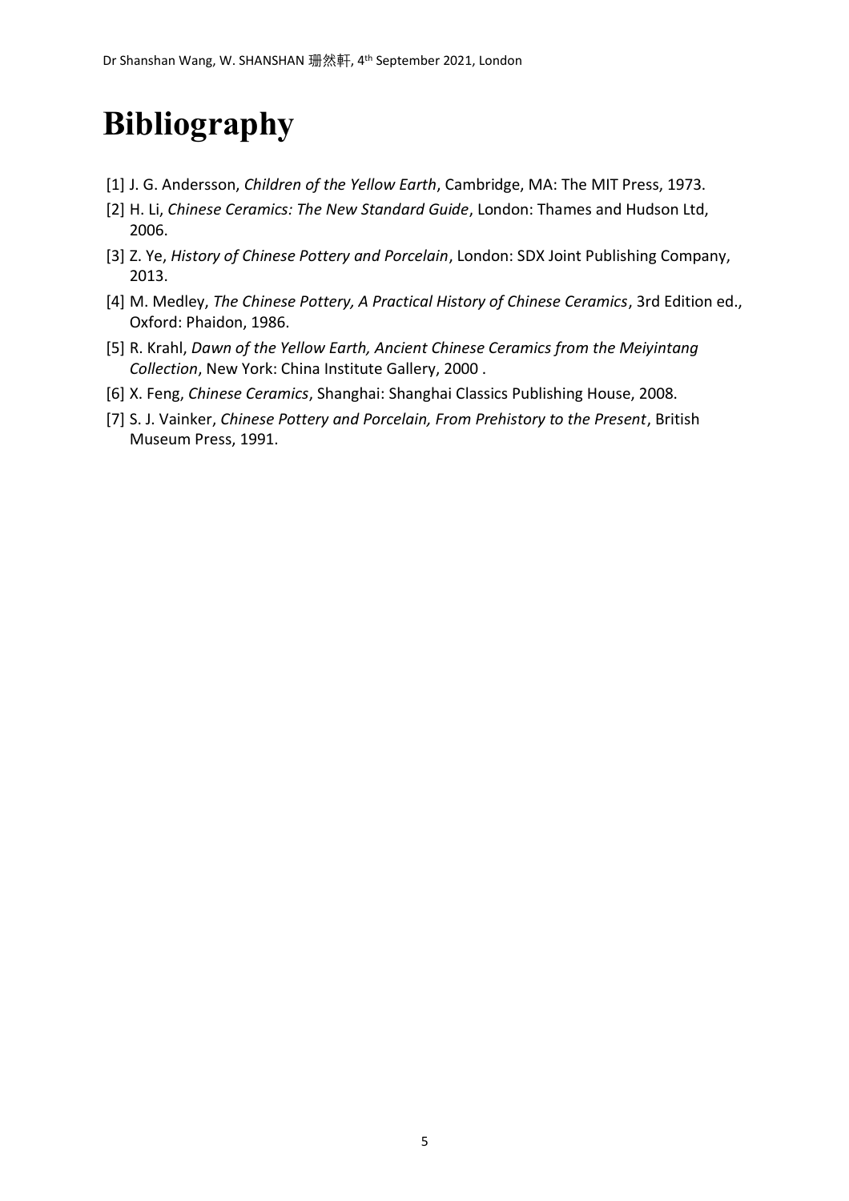# Bibliography

[1] J. G. Andersson, *Children of the Yellow Earth*, Cambridge, MA: The MIT Press, 1973.

[2] H. Li, *Chinese Ceramics: The New Standard Guide*, London: Thames and Hudson Ltd, 2006.

[3] Z. Ye, *History of Chinese Pottery and Porcelain*, London: SDX Joint Publishing Company, 2013.

[4] M. Medley, *The Chinese Pottery, A Practical History of Chinese Ceramics*, 3rd Edition ed., Oxford: Phaidon, 1986.

[5] R. Krahl, *Dawn of the Yellow Earth, Ancient Chinese Ceramics from the Meiyintang Collection*, New York: China Institute Gallery, 2000 .

[6] X. Feng, *Chinese Ceramics*, Shanghai: Shanghai Classics Publishing House, 2008.

[7] S. J. Vainker, *Chinese Pottery and Porcelain, From Prehistory to the Present*, British Museum Press, 1991.